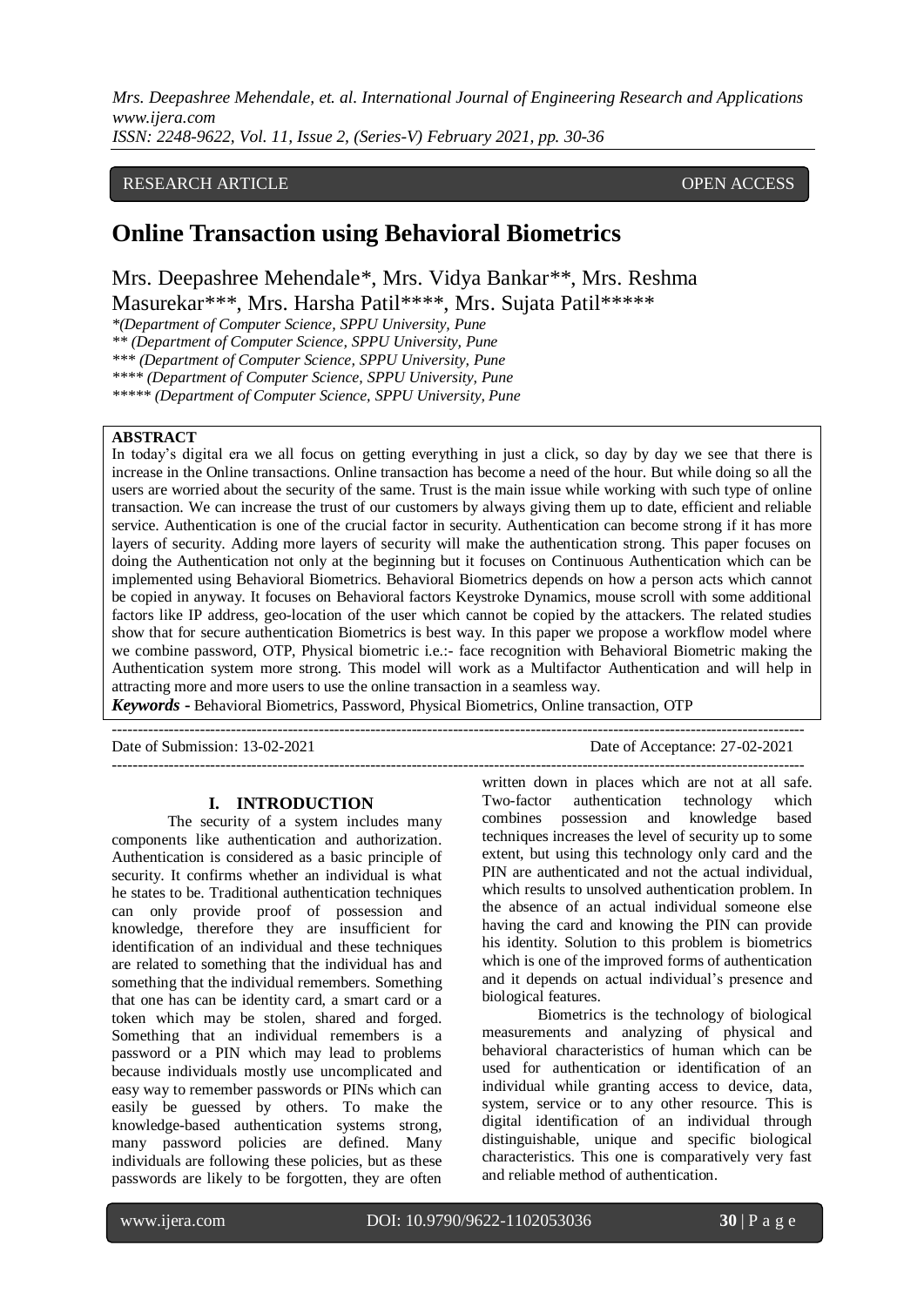RESEARCH ARTICLE OPEN ACCESS

# Online Transaction using Behavioral Biometrics

Mrs. Deepashree Mehendale*, Mrs. Vidya Bankar**, Mrs. Reshma Masurekar***, Mrs. Harsha Patil****, Mrs. Sujata Patil*****

*(Department of Computer Science, SPPU University, Pune
** (Department of Computer Science, SPPU University, Pune
*** (Department of Computer Science, SPPU University, Pune
**** (Department of Computer Science, SPPU University, Pune
***** (Department of Computer Science, SPPU University, Pune

**ABSTRACT**

In today's digital era we all focus on getting everything in just a click, so day by day we see that there is increase in the Online transactions. Online transaction has become a need of the hour. But while doing so all the users are worried about the security of the same. Trust is the main issue while working with such type of online transaction. We can increase the trust of our customers by always giving them up to date, efficient and reliable service. Authentication is one of the crucial factor in security. Authentication can become strong if it has more layers of security. Adding more layers of security will make the authentication strong. This paper focuses on doing the Authentication not only at the beginning but it focuses on Continuous Authentication which can be implemented using Behavioral Biometrics. Behavioral Biometrics depends on how a person acts which cannot be copied in anyway. It focuses on Behavioral factors Keystroke Dynamics, mouse scroll with some additional factors like IP address, geo-location of the user which cannot be copied by the attackers. The related studies show that for secure authentication Biometrics is best way. In this paper we propose a workflow model where we combine password, OTP, Physical biometric i.e.:- face recognition with Behavioral Biometric making the Authentication system more strong. This model will work as a Multifactor Authentication and will help in attracting more and more users to use the online transaction in a seamless way.

***Keywords*** **-** Behavioral Biometrics, Password, Physical Biometrics, Online transaction, OTP

---

Date of Submission: 13-02-2021 Date of Acceptance: 27-02-2021

---

## I. INTRODUCTION

The security of a system includes many components like authentication and authorization. Authentication is considered as a basic principle of security. It confirms whether an individual is what he states to be. Traditional authentication techniques can only provide proof of possession and knowledge, therefore they are insufficient for identification of an individual and these techniques are related to something that the individual has and something that the individual remembers. Something that one has can be identity card, a smart card or a token which may be stolen, shared and forged. Something that an individual remembers is a password or a PIN which may lead to problems because individuals mostly use uncomplicated and easy way to remember passwords or PINs which can easily be guessed by others. To make the knowledge-based authentication systems strong, many password policies are defined. Many individuals are following these policies, but as these passwords are likely to be forgotten, they are often written down in places which are not at all safe. Two-factor authentication technology which combines possession and knowledge based techniques increases the level of security up to some extent, but using this technology only card and the PIN are authenticated and not the actual individual, which results to unsolved authentication problem. In the absence of an actual individual someone else having the card and knowing the PIN can provide his identity. Solution to this problem is biometrics which is one of the improved forms of authentication and it depends on actual individual's presence and biological features.

Biometrics is the technology of biological measurements and analyzing of physical and behavioral characteristics of human which can be used for authentication or identification of an individual while granting access to device, data, system, service or to any other resource. This is digital identification of an individual through distinguishable, unique and specific biological characteristics. This one is comparatively very fast and reliable method of authentication.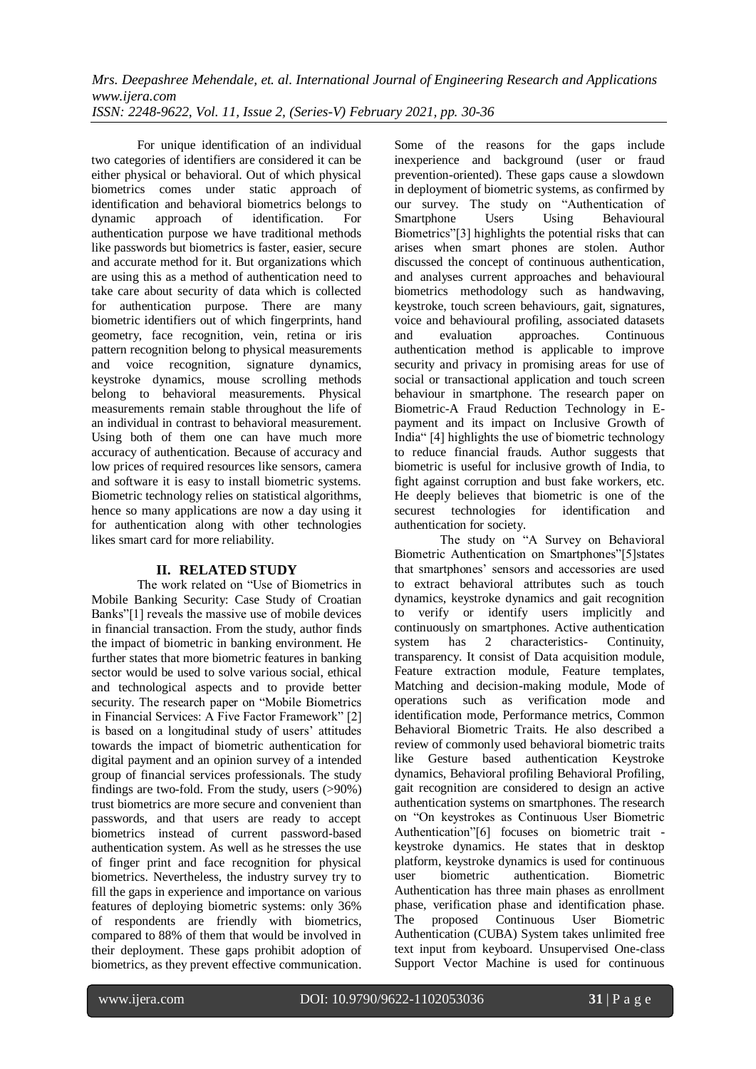For unique identification of an individual two categories of identifiers are considered it can be either physical or behavioral. Out of which physical biometrics comes under static approach of identification and behavioral biometrics belongs to dynamic approach of identification. For authentication purpose we have traditional methods like passwords but biometrics is faster, easier, secure and accurate method for it. But organizations which are using this as a method of authentication need to take care about security of data which is collected for authentication purpose. There are many biometric identifiers out of which fingerprints, hand geometry, face recognition, vein, retina or iris pattern recognition belong to physical measurements and voice recognition, signature dynamics, keystroke dynamics, mouse scrolling methods belong to behavioral measurements. Physical measurements remain stable throughout the life of an individual in contrast to behavioral measurement. Using both of them one can have much more accuracy of authentication. Because of accuracy and low prices of required resources like sensors, camera and software it is easy to install biometric systems. Biometric technology relies on statistical algorithms, hence so many applications are now a day using it for authentication along with other technologies likes smart card for more reliability.

## II. RELATED STUDY

The work related on "Use of Biometrics in Mobile Banking Security: Case Study of Croatian Banks"[1] reveals the massive use of mobile devices in financial transaction. From the study, author finds the impact of biometric in banking environment. He further states that more biometric features in banking sector would be used to solve various social, ethical and technological aspects and to provide better security. The research paper on "Mobile Biometrics in Financial Services: A Five Factor Framework" [2] is based on a longitudinal study of users' attitudes towards the impact of biometric authentication for digital payment and an opinion survey of a intended group of financial services professionals. The study findings are two-fold. From the study, users (>90%) trust biometrics are more secure and convenient than passwords, and that users are ready to accept biometrics instead of current password-based authentication system. As well as he stresses the use of finger print and face recognition for physical biometrics. Nevertheless, the industry survey try to fill the gaps in experience and importance on various features of deploying biometric systems: only 36% of respondents are friendly with biometrics, compared to 88% of them that would be involved in their deployment. These gaps prohibit adoption of biometrics, as they prevent effective communication. Some of the reasons for the gaps include inexperience and background (user or fraud prevention-oriented). These gaps cause a slowdown in deployment of biometric systems, as confirmed by our survey. The study on "Authentication of Smartphone Users Using Behavioural Biometrics"[3] highlights the potential risks that can arises when smart phones are stolen. Author discussed the concept of continuous authentication, and analyses current approaches and behavioural biometrics methodology such as handwaving, keystroke, touch screen behaviours, gait, signatures, voice and behavioural profiling, associated datasets and evaluation approaches. Continuous authentication method is applicable to improve security and privacy in promising areas for use of social or transactional application and touch screen behaviour in smartphone. The research paper on Biometric-A Fraud Reduction Technology in E-payment and its impact on Inclusive Growth of India" [4] highlights the use of biometric technology to reduce financial frauds. Author suggests that biometric is useful for inclusive growth of India, to fight against corruption and bust fake workers, etc. He deeply believes that biometric is one of the securest technologies for identification and authentication for society.

The study on "A Survey on Behavioral Biometric Authentication on Smartphones"[5]states that smartphones' sensors and accessories are used to extract behavioral attributes such as touch dynamics, keystroke dynamics and gait recognition to verify or identify users implicitly and continuously on smartphones. Active authentication system has 2 characteristics- Continuity, transparency. It consist of Data acquisition module, Feature extraction module, Feature templates, Matching and decision-making module, Mode of operations such as verification mode and identification mode, Performance metrics, Common Behavioral Biometric Traits. He also described a review of commonly used behavioral biometric traits like Gesture based authentication Keystroke dynamics, Behavioral profiling Behavioral Profiling, gait recognition are considered to design an active authentication systems on smartphones. The research on "On keystrokes as Continuous User Biometric Authentication"[6] focuses on biometric trait - keystroke dynamics. He states that in desktop platform, keystroke dynamics is used for continuous user biometric authentication. Biometric Authentication has three main phases as enrollment phase, verification phase and identification phase. The proposed Continuous User Biometric Authentication (CUBA) System takes unlimited free text input from keyboard. Unsupervised One-class Support Vector Machine is used for continuous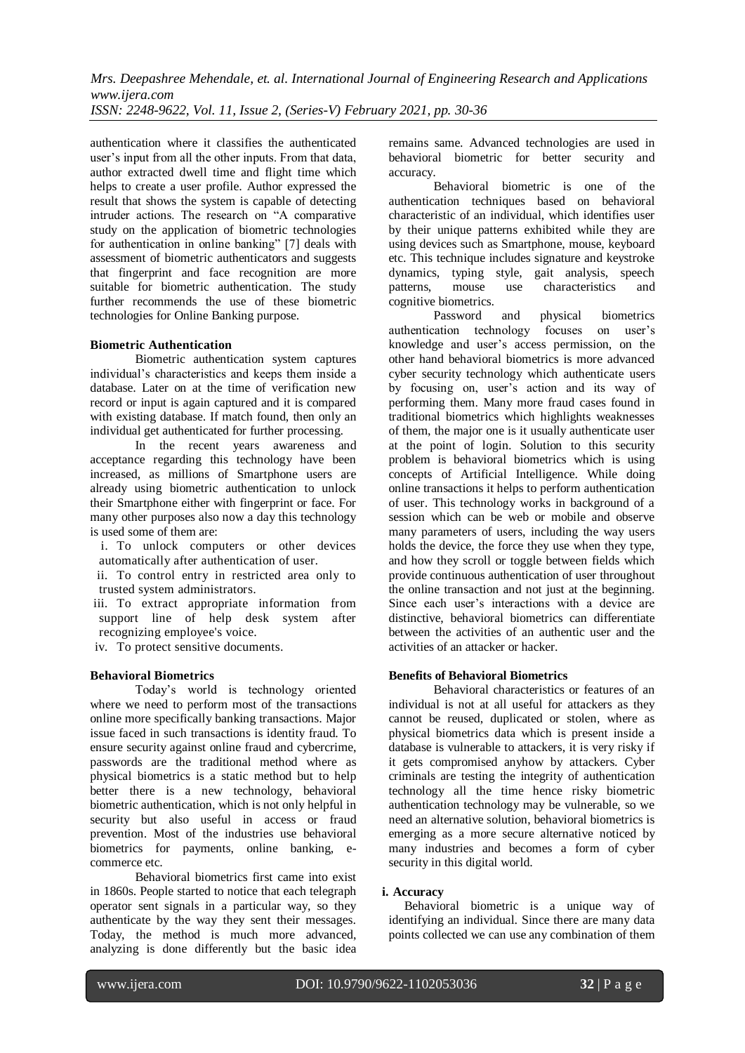authentication where it classifies the authenticated user's input from all the other inputs. From that data, author extracted dwell time and flight time which helps to create a user profile. Author expressed the result that shows the system is capable of detecting intruder actions. The research on "A comparative study on the application of biometric technologies for authentication in online banking" [7] deals with assessment of biometric authenticators and suggests that fingerprint and face recognition are more suitable for biometric authentication. The study further recommends the use of these biometric technologies for Online Banking purpose.

**Biometric Authentication**

Biometric authentication system captures individual's characteristics and keeps them inside a database. Later on at the time of verification new record or input is again captured and it is compared with existing database. If match found, then only an individual get authenticated for further processing.

In the recent years awareness and acceptance regarding this technology have been increased, as millions of Smartphone users are already using biometric authentication to unlock their Smartphone either with fingerprint or face. For many other purposes also now a day this technology is used some of them are:

i. To unlock computers or other devices automatically after authentication of user.
ii. To control entry in restricted area only to trusted system administrators.
iii. To extract appropriate information from support line of help desk system after recognizing employee's voice.
iv. To protect sensitive documents.

**Behavioral Biometrics**

Today's world is technology oriented where we need to perform most of the transactions online more specifically banking transactions. Major issue faced in such transactions is identity fraud. To ensure security against online fraud and cybercrime, passwords are the traditional method where as physical biometrics is a static method but to help better there is a new technology, behavioral biometric authentication, which is not only helpful in security but also useful in access or fraud prevention. Most of the industries use behavioral biometrics for payments, online banking, e-commerce etc.

Behavioral biometrics first came into exist in 1860s. People started to notice that each telegraph operator sent signals in a particular way, so they authenticate by the way they sent their messages. Today, the method is much more advanced, analyzing is done differently but the basic idea remains same. Advanced technologies are used in behavioral biometric for better security and accuracy.

Behavioral biometric is one of the authentication techniques based on behavioral characteristic of an individual, which identifies user by their unique patterns exhibited while they are using devices such as Smartphone, mouse, keyboard etc. This technique includes signature and keystroke dynamics, typing style, gait analysis, speech patterns, mouse use characteristics and cognitive biometrics.

Password and physical biometrics authentication technology focuses on user's knowledge and user's access permission, on the other hand behavioral biometrics is more advanced cyber security technology which authenticate users by focusing on, user's action and its way of performing them. Many more fraud cases found in traditional biometrics which highlights weaknesses of them, the major one is it usually authenticate user at the point of login. Solution to this security problem is behavioral biometrics which is using concepts of Artificial Intelligence. While doing online transactions it helps to perform authentication of user. This technology works in background of a session which can be web or mobile and observe many parameters of users, including the way users holds the device, the force they use when they type, and how they scroll or toggle between fields which provide continuous authentication of user throughout the online transaction and not just at the beginning. Since each user's interactions with a device are distinctive, behavioral biometrics can differentiate between the activities of an authentic user and the activities of an attacker or hacker.

**Benefits of Behavioral Biometrics**

Behavioral characteristics or features of an individual is not at all useful for attackers as they cannot be reused, duplicated or stolen, where as physical biometrics data which is present inside a database is vulnerable to attackers, it is very risky if it gets compromised anyhow by attackers. Cyber criminals are testing the integrity of authentication technology all the time hence risky biometric authentication technology may be vulnerable, so we need an alternative solution, behavioral biometrics is emerging as a more secure alternative noticed by many industries and becomes a form of cyber security in this digital world.

**i. Accuracy**

Behavioral biometric is a unique way of identifying an individual. Since there are many data points collected we can use any combination of them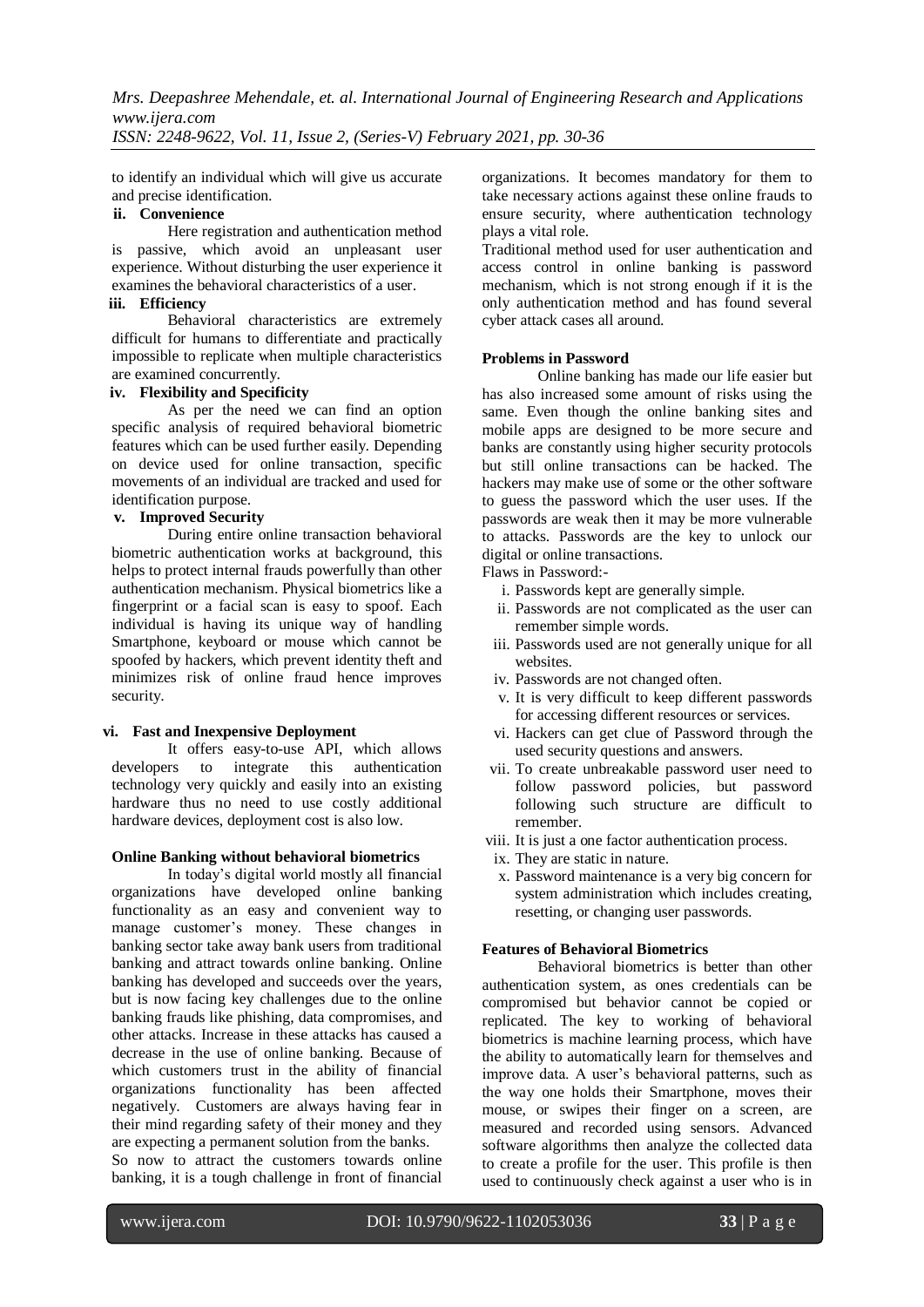to identify an individual which will give us accurate and precise identification.

**ii. Convenience**

Here registration and authentication method is passive, which avoid an unpleasant user experience. Without disturbing the user experience it examines the behavioral characteristics of a user.

**iii. Efficiency**

Behavioral characteristics are extremely difficult for humans to differentiate and practically impossible to replicate when multiple characteristics are examined concurrently.

**iv. Flexibility and Specificity**

As per the need we can find an option specific analysis of required behavioral biometric features which can be used further easily. Depending on device used for online transaction, specific movements of an individual are tracked and used for identification purpose.

**v. Improved Security**

During entire online transaction behavioral biometric authentication works at background, this helps to protect internal frauds powerfully than other authentication mechanism. Physical biometrics like a fingerprint or a facial scan is easy to spoof. Each individual is having its unique way of handling Smartphone, keyboard or mouse which cannot be spoofed by hackers, which prevent identity theft and minimizes risk of online fraud hence improves security.

**vi. Fast and Inexpensive Deployment**

It offers easy-to-use API, which allows developers to integrate this authentication technology very quickly and easily into an existing hardware thus no need to use costly additional hardware devices, deployment cost is also low.

**Online Banking without behavioral biometrics**

In today's digital world mostly all financial organizations have developed online banking functionality as an easy and convenient way to manage customer's money. These changes in banking sector take away bank users from traditional banking and attract towards online banking. Online banking has developed and succeeds over the years, but is now facing key challenges due to the online banking frauds like phishing, data compromises, and other attacks. Increase in these attacks has caused a decrease in the use of online banking. Because of which customers trust in the ability of financial organizations functionality has been affected negatively. Customers are always having fear in their mind regarding safety of their money and they are expecting a permanent solution from the banks.

So now to attract the customers towards online banking, it is a tough challenge in front of financial organizations. It becomes mandatory for them to take necessary actions against these online frauds to ensure security, where authentication technology plays a vital role.

Traditional method used for user authentication and access control in online banking is password mechanism, which is not strong enough if it is the only authentication method and has found several cyber attack cases all around.

**Problems in Password**

Online banking has made our life easier but has also increased some amount of risks using the same. Even though the online banking sites and mobile apps are designed to be more secure and banks are constantly using higher security protocols but still online transactions can be hacked. The hackers may make use of some or the other software to guess the password which the user uses. If the passwords are weak then it may be more vulnerable to attacks. Passwords are the key to unlock our digital or online transactions.

Flaws in Password:-

i. Passwords kept are generally simple.
ii. Passwords are not complicated as the user can remember simple words.
iii. Passwords used are not generally unique for all websites.
iv. Passwords are not changed often.
v. It is very difficult to keep different passwords for accessing different resources or services.
vi. Hackers can get clue of Password through the used security questions and answers.
vii. To create unbreakable password user need to follow password policies, but password following such structure are difficult to remember.
viii. It is just a one factor authentication process.
ix. They are static in nature.
x. Password maintenance is a very big concern for system administration which includes creating, resetting, or changing user passwords.

**Features of Behavioral Biometrics**

Behavioral biometrics is better than other authentication system, as ones credentials can be compromised but behavior cannot be copied or replicated. The key to working of behavioral biometrics is machine learning process, which have the ability to automatically learn for themselves and improve data. A user's behavioral patterns, such as the way one holds their Smartphone, moves their mouse, or swipes their finger on a screen, are measured and recorded using sensors. Advanced software algorithms then analyze the collected data to create a profile for the user. This profile is then used to continuously check against a user who is in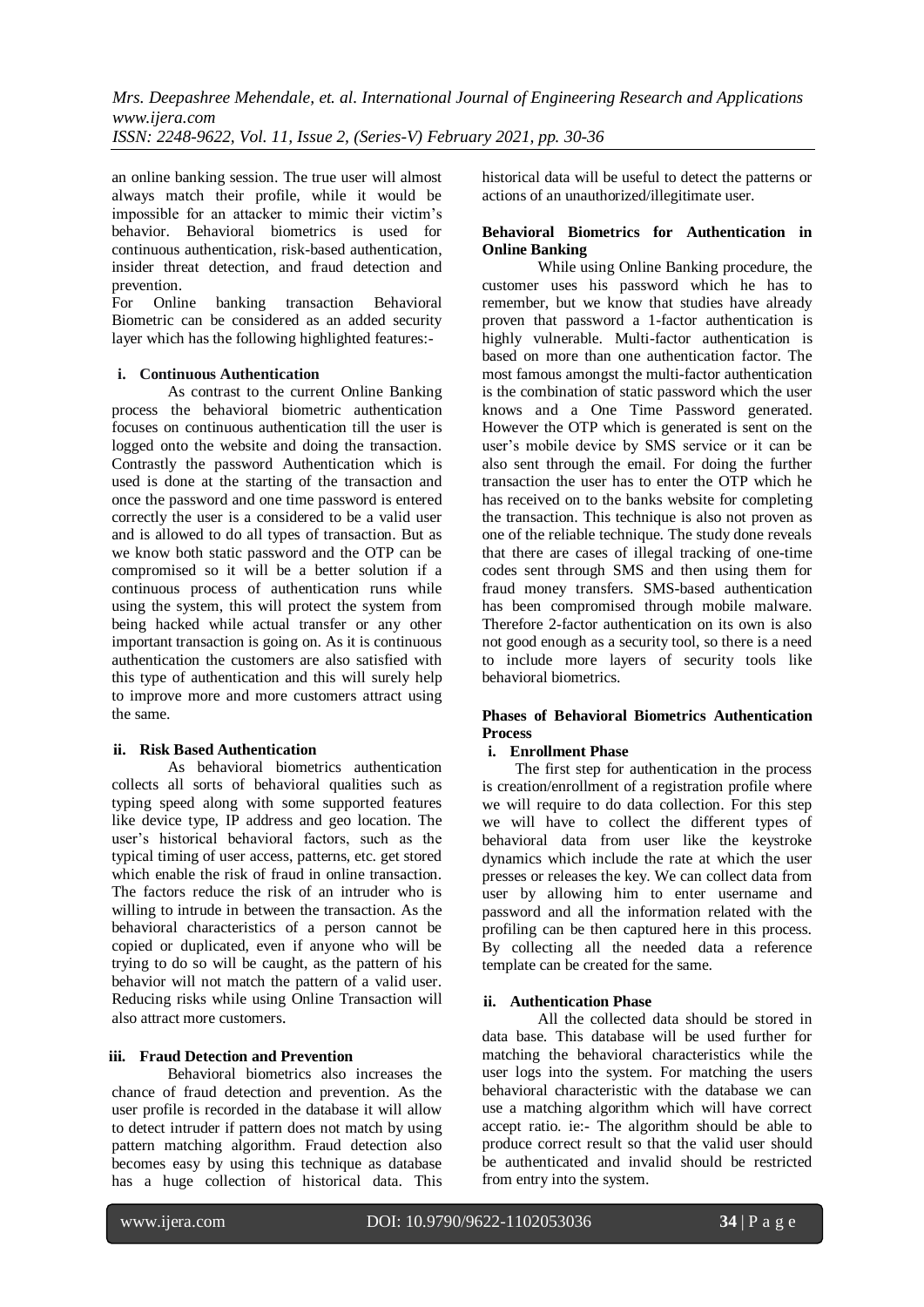an online banking session. The true user will almost always match their profile, while it would be impossible for an attacker to mimic their victim's behavior. Behavioral biometrics is used for continuous authentication, risk-based authentication, insider threat detection, and fraud detection and prevention.

For Online banking transaction Behavioral Biometric can be considered as an added security layer which has the following highlighted features:-

**i. Continuous Authentication**

As contrast to the current Online Banking process the behavioral biometric authentication focuses on continuous authentication till the user is logged onto the website and doing the transaction. Contrastly the password Authentication which is used is done at the starting of the transaction and once the password and one time password is entered correctly the user is a considered to be a valid user and is allowed to do all types of transaction. But as we know both static password and the OTP can be compromised so it will be a better solution if a continuous process of authentication runs while using the system, this will protect the system from being hacked while actual transfer or any other important transaction is going on. As it is continuous authentication the customers are also satisfied with this type of authentication and this will surely help to improve more and more customers attract using the same.

**ii. Risk Based Authentication**

As behavioral biometrics authentication collects all sorts of behavioral qualities such as typing speed along with some supported features like device type, IP address and geo location. The user's historical behavioral factors, such as the typical timing of user access, patterns, etc. get stored which enable the risk of fraud in online transaction. The factors reduce the risk of an intruder who is willing to intrude in between the transaction. As the behavioral characteristics of a person cannot be copied or duplicated, even if anyone who will be trying to do so will be caught, as the pattern of his behavior will not match the pattern of a valid user. Reducing risks while using Online Transaction will also attract more customers.

**iii. Fraud Detection and Prevention**

Behavioral biometrics also increases the chance of fraud detection and prevention. As the user profile is recorded in the database it will allow to detect intruder if pattern does not match by using pattern matching algorithm. Fraud detection also becomes easy by using this technique as database has a huge collection of historical data. This historical data will be useful to detect the patterns or actions of an unauthorized/illegitimate user.

**Behavioral Biometrics for Authentication in Online Banking**

While using Online Banking procedure, the customer uses his password which he has to remember, but we know that studies have already proven that password a 1-factor authentication is highly vulnerable. Multi-factor authentication is based on more than one authentication factor. The most famous amongst the multi-factor authentication is the combination of static password which the user knows and a One Time Password generated. However the OTP which is generated is sent on the user's mobile device by SMS service or it can be also sent through the email. For doing the further transaction the user has to enter the OTP which he has received on to the banks website for completing the transaction. This technique is also not proven as one of the reliable technique. The study done reveals that there are cases of illegal tracking of one-time codes sent through SMS and then using them for fraud money transfers. SMS-based authentication has been compromised through mobile malware. Therefore 2-factor authentication on its own is also not good enough as a security tool, so there is a need to include more layers of security tools like behavioral biometrics.

**Phases of Behavioral Biometrics Authentication Process**

**i. Enrollment Phase**

The first step for authentication in the process is creation/enrollment of a registration profile where we will require to do data collection. For this step we will have to collect the different types of behavioral data from user like the keystroke dynamics which include the rate at which the user presses or releases the key. We can collect data from user by allowing him to enter username and password and all the information related with the profiling can be then captured here in this process. By collecting all the needed data a reference template can be created for the same.

**ii. Authentication Phase**

All the collected data should be stored in data base. This database will be used further for matching the behavioral characteristics while the user logs into the system. For matching the users behavioral characteristic with the database we can use a matching algorithm which will have correct accept ratio. ie:- The algorithm should be able to produce correct result so that the valid user should be authenticated and invalid should be restricted from entry into the system.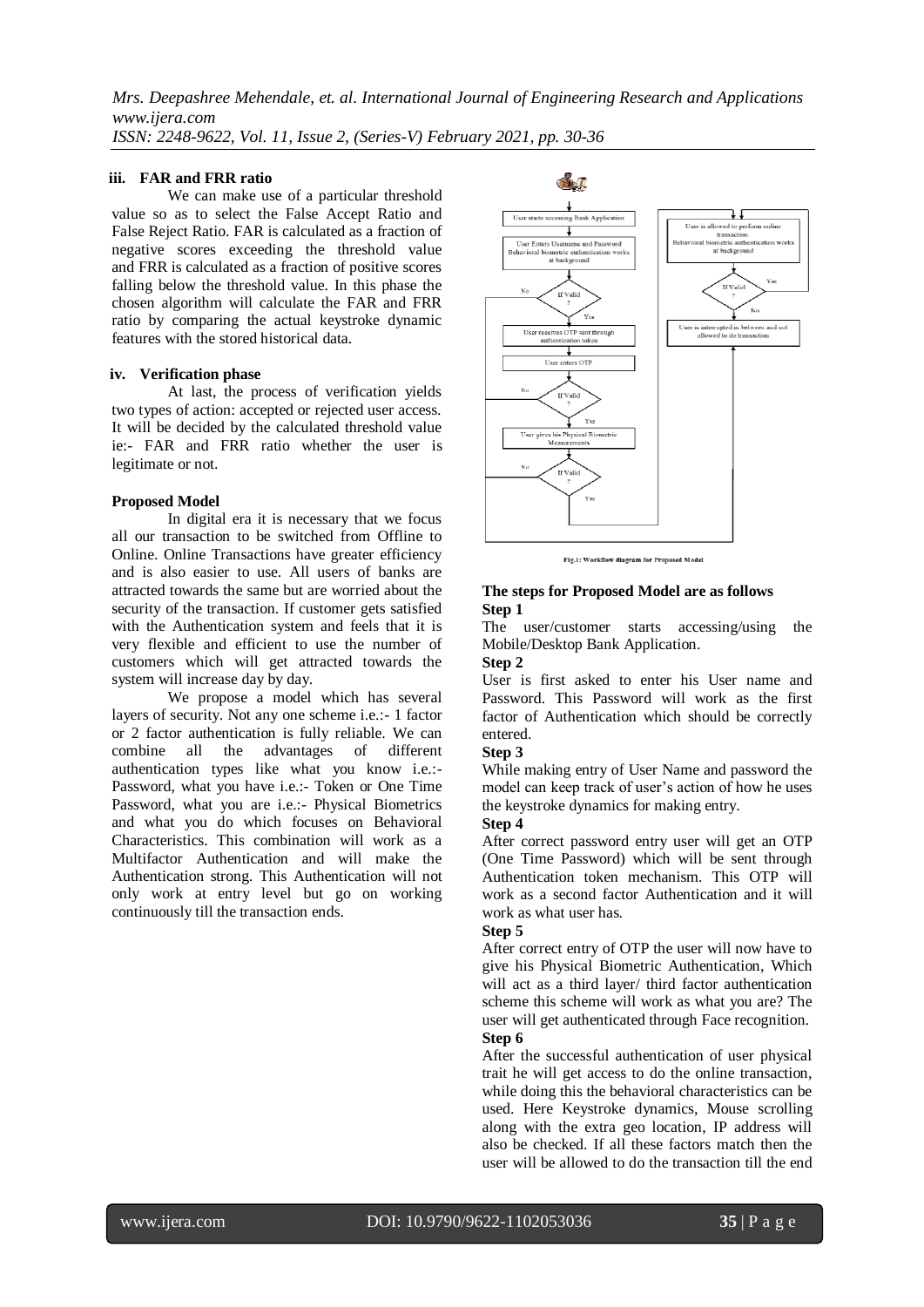### iii. FAR and FRR ratio

We can make use of a particular threshold value so as to select the False Accept Ratio and False Reject Ratio. FAR is calculated as a fraction of negative scores exceeding the threshold value and FRR is calculated as a fraction of positive scores falling below the threshold value. In this phase the chosen algorithm will calculate the FAR and FRR ratio by comparing the actual keystroke dynamic features with the stored historical data.

### iv. Verification phase

At last, the process of verification yields two types of action: accepted or rejected user access. It will be decided by the calculated threshold value ie:- FAR and FRR ratio whether the user is legitimate or not.

### Proposed Model

In digital era it is necessary that we focus all our transaction to be switched from Offline to Online. Online Transactions have greater efficiency and is also easier to use. All users of banks are attracted towards the same but are worried about the security of the transaction. If customer gets satisfied with the Authentication system and feels that it is very flexible and efficient to use the number of customers which will get attracted towards the system will increase day by day.

We propose a model which has several layers of security. Not any one scheme i.e.:- 1 factor or 2 factor authentication is fully reliable. We can combine all the advantages of different authentication types like what you know i.e.:- Password, what you have i.e.:- Token or One Time Password, what you are i.e.:- Physical Biometrics and what you do which focuses on Behavioral Characteristics. This combination will work as a Multifactor Authentication and will make the Authentication strong. This Authentication will not only work at entry level but go on working continuously till the transaction ends.

Fig.1: Workflow diagram for Proposed Model

### The steps for Proposed Model are as follows

**Step 1**

The user/customer starts accessing/using the Mobile/Desktop Bank Application.

**Step 2**

User is first asked to enter his User name and Password. This Password will work as the first factor of Authentication which should be correctly entered.

**Step 3**

While making entry of User Name and password the model can keep track of user's action of how he uses the keystroke dynamics for making entry.

**Step 4**

After correct password entry user will get an OTP (One Time Password) which will be sent through Authentication token mechanism. This OTP will work as a second factor Authentication and it will work as what user has.

**Step 5**

After correct entry of OTP the user will now have to give his Physical Biometric Authentication, Which will act as a third layer/ third factor authentication scheme this scheme will work as what you are? The user will get authenticated through Face recognition.

**Step 6**

After the successful authentication of user physical trait he will get access to do the online transaction, while doing this the behavioral characteristics can be used. Here Keystroke dynamics, Mouse scrolling along with the extra geo location, IP address will also be checked. If all these factors match then the user will be allowed to do the transaction till the end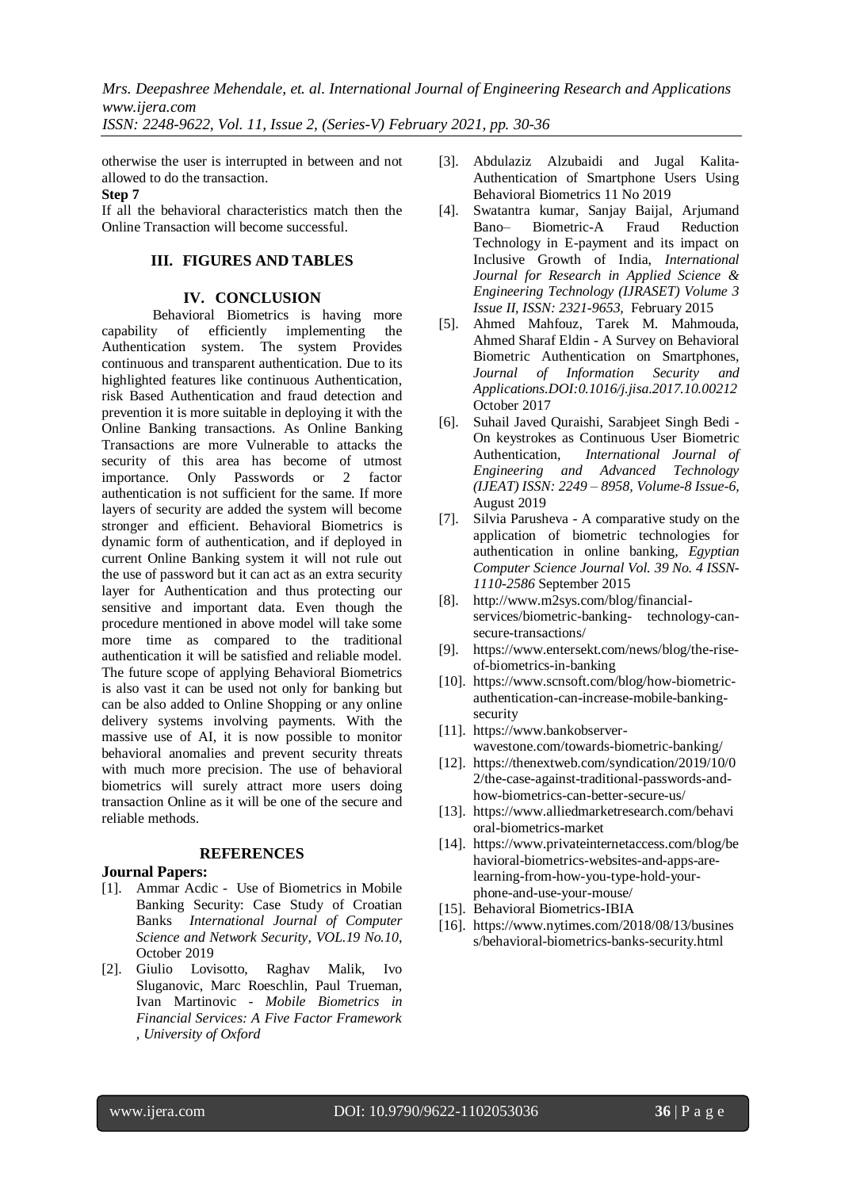otherwise the user is interrupted in between and not allowed to do the transaction.

**Step 7**

If all the behavioral characteristics match then the Online Transaction will become successful.

## III. FIGURES AND TABLES

## IV. CONCLUSION

Behavioral Biometrics is having more capability of efficiently implementing the Authentication system. The system Provides continuous and transparent authentication. Due to its highlighted features like continuous Authentication, risk Based Authentication and fraud detection and prevention it is more suitable in deploying it with the Online Banking transactions. As Online Banking Transactions are more Vulnerable to attacks the security of this area has become of utmost importance. Only Passwords or 2 factor authentication is not sufficient for the same. If more layers of security are added the system will become stronger and efficient. Behavioral Biometrics is dynamic form of authentication, and if deployed in current Online Banking system it will not rule out the use of password but it can act as an extra security layer for Authentication and thus protecting our sensitive and important data. Even though the procedure mentioned in above model will take some more time as compared to the traditional authentication it will be satisfied and reliable model. The future scope of applying Behavioral Biometrics is also vast it can be used not only for banking but can be also added to Online Shopping or any online delivery systems involving payments. With the massive use of AI, it is now possible to monitor behavioral anomalies and prevent security threats with much more precision. The use of behavioral biometrics will surely attract more users doing transaction Online as it will be one of the secure and reliable methods.

## REFERENCES

**Journal Papers:**

[1]. Ammar Acdic - Use of Biometrics in Mobile Banking Security: Case Study of Croatian Banks *International Journal of Computer Science and Network Security, VOL.19 No.10*, October 2019

[2]. Giulio Lovisotto, Raghav Malik, Ivo Sluganovic, Marc Roeschlin, Paul Trueman, Ivan Martinovic - *Mobile Biometrics in Financial Services: A Five Factor Framework , University of Oxford*

[3]. Abdulaziz Alzubaidi and Jugal Kalita- Authentication of Smartphone Users Using Behavioral Biometrics 11 No 2019

[4]. Swatantra kumar, Sanjay Baijal, Arjumand Bano– Biometric-A Fraud Reduction Technology in E-payment and its impact on Inclusive Growth of India, *International Journal for Research in Applied Science & Engineering Technology (IJRASET) Volume 3 Issue II, ISSN: 2321-9653,* February 2015

[5]. Ahmed Mahfouz, Tarek M. Mahmouda, Ahmed Sharaf Eldin - A Survey on Behavioral Biometric Authentication on Smartphones, *Journal of Information Security and Applications.DOI:0.1016/j.jisa.2017.10.00212* October 2017

[6]. Suhail Javed Quraishi, Sarabjeet Singh Bedi - On keystrokes as Continuous User Biometric Authentication, *International Journal of Engineering and Advanced Technology (IJEAT) ISSN: 2249 – 8958, Volume-8 Issue-6,* August 2019

[7]. Silvia Parusheva - A comparative study on the application of biometric technologies for authentication in online banking, *Egyptian Computer Science Journal Vol. 39 No. 4 ISSN-1110-2586* September 2015

[8]. http://www.m2sys.com/blog/financial-services/biometric-banking- technology-can-secure-transactions/

[9]. https://www.entersekt.com/news/blog/the-rise-of-biometrics-in-banking

[10]. https://www.scnsoft.com/blog/how-biometric-authentication-can-increase-mobile-banking-security

[11]. https://www.bankobserver-wavestone.com/towards-biometric-banking/

[12]. https://thenextweb.com/syndication/2019/10/02/the-case-against-traditional-passwords-and-how-biometrics-can-better-secure-us/

[13]. https://www.alliedmarketresearch.com/behavioral-biometrics-market

[14]. https://www.privateinternetaccess.com/blog/behavioral-biometrics-websites-and-apps-are-learning-from-how-you-type-hold-your-phone-and-use-your-mouse/

[15]. Behavioral Biometrics-IBIA

[16]. https://www.nytimes.com/2018/08/13/business/behavioral-biometrics-banks-security.html